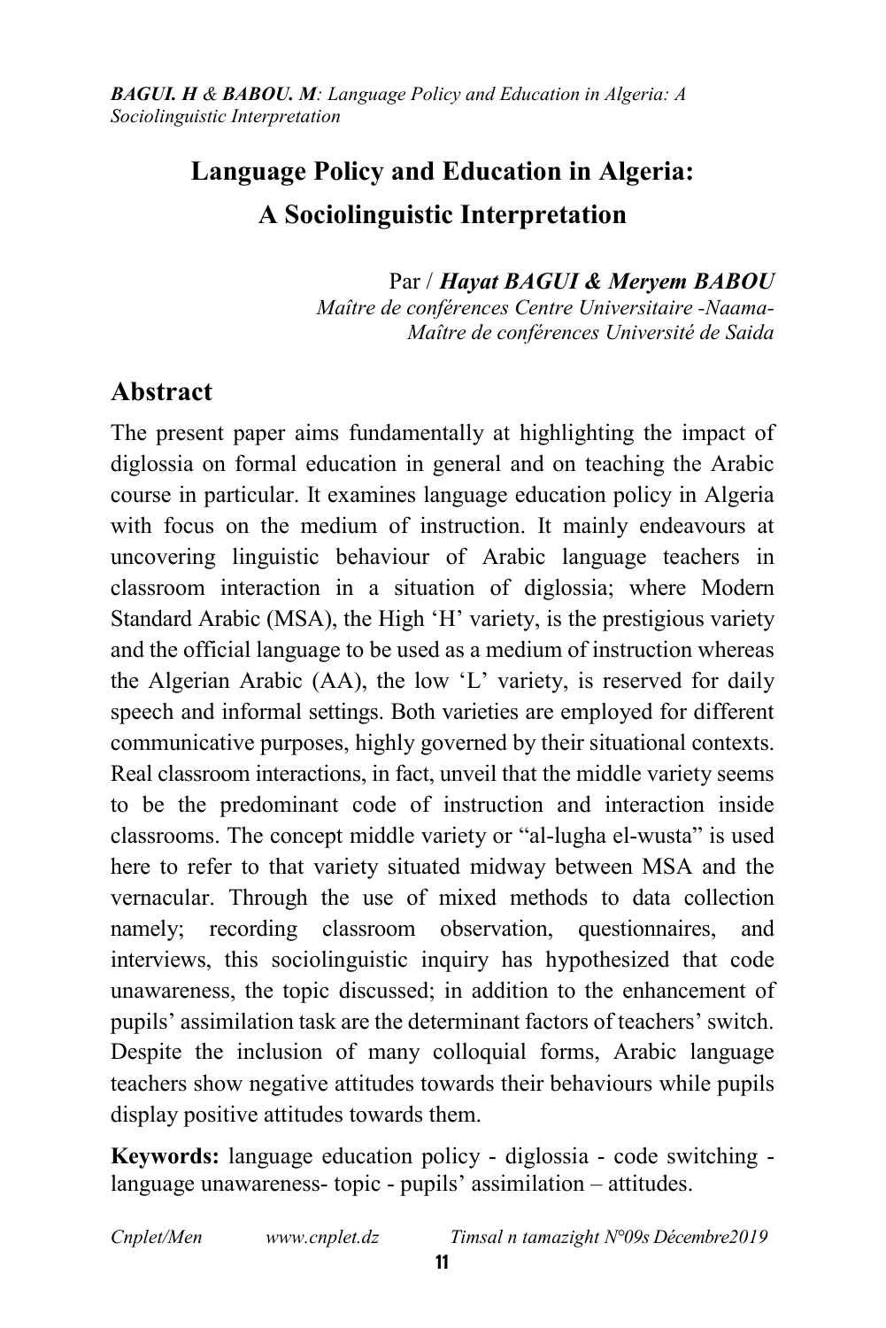# Language Policy and Education in Algeria: A Sociolinguistic Interpretation

Par / ***Hayat BAGUI & Meryem BABOU***

*Maître de conférences Centre Universitaire -Naama-*

*Maître de conférences Université de Saida*

## Abstract

The present paper aims fundamentally at highlighting the impact of diglossia on formal education in general and on teaching the Arabic course in particular. It examines language education policy in Algeria with focus on the medium of instruction. It mainly endeavours at uncovering linguistic behaviour of Arabic language teachers in classroom interaction in a situation of diglossia; where Modern Standard Arabic (MSA), the High 'H' variety, is the prestigious variety and the official language to be used as a medium of instruction whereas the Algerian Arabic (AA), the low 'L' variety, is reserved for daily speech and informal settings. Both varieties are employed for different communicative purposes, highly governed by their situational contexts. Real classroom interactions, in fact, unveil that the middle variety seems to be the predominant code of instruction and interaction inside classrooms. The concept middle variety or "al-lugha el-wusta" is used here to refer to that variety situated midway between MSA and the vernacular. Through the use of mixed methods to data collection namely; recording classroom observation, questionnaires, and interviews, this sociolinguistic inquiry has hypothesized that code unawareness, the topic discussed; in addition to the enhancement of pupils' assimilation task are the determinant factors of teachers' switch. Despite the inclusion of many colloquial forms, Arabic language teachers show negative attitudes towards their behaviours while pupils display positive attitudes towards them.

**Keywords:** language education policy - diglossia - code switching - language unawareness- topic - pupils' assimilation – attitudes.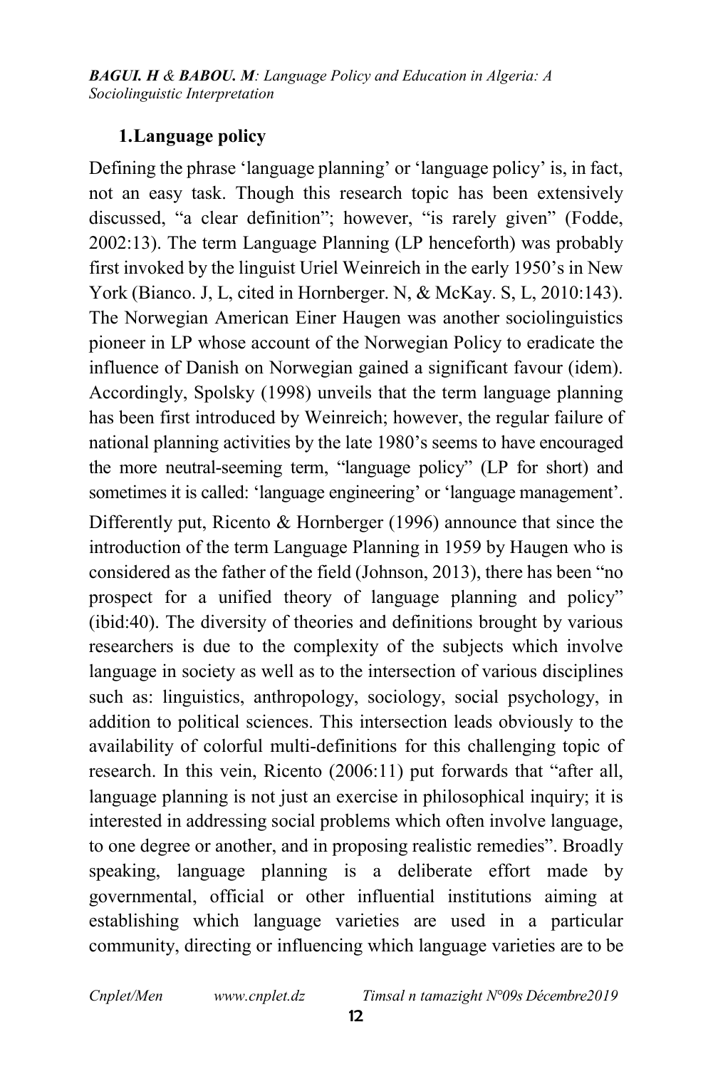## 1.Language policy

Defining the phrase 'language planning' or 'language policy' is, in fact, not an easy task. Though this research topic has been extensively discussed, "a clear definition"; however, "is rarely given" (Fodde, 2002:13). The term Language Planning (LP henceforth) was probably first invoked by the linguist Uriel Weinreich in the early 1950's in New York (Bianco. J, L, cited in Hornberger. N, & McKay. S, L, 2010:143). The Norwegian American Einer Haugen was another sociolinguistics pioneer in LP whose account of the Norwegian Policy to eradicate the influence of Danish on Norwegian gained a significant favour (idem). Accordingly, Spolsky (1998) unveils that the term language planning has been first introduced by Weinreich; however, the regular failure of national planning activities by the late 1980's seems to have encouraged the more neutral-seeming term, "language policy" (LP for short) and sometimes it is called: 'language engineering' or 'language management'.

Differently put, Ricento & Hornberger (1996) announce that since the introduction of the term Language Planning in 1959 by Haugen who is considered as the father of the field (Johnson, 2013), there has been "no prospect for a unified theory of language planning and policy" (ibid:40). The diversity of theories and definitions brought by various researchers is due to the complexity of the subjects which involve language in society as well as to the intersection of various disciplines such as: linguistics, anthropology, sociology, social psychology, in addition to political sciences. This intersection leads obviously to the availability of colorful multi-definitions for this challenging topic of research. In this vein, Ricento (2006:11) put forwards that "after all, language planning is not just an exercise in philosophical inquiry; it is interested in addressing social problems which often involve language, to one degree or another, and in proposing realistic remedies". Broadly speaking, language planning is a deliberate effort made by governmental, official or other influential institutions aiming at establishing which language varieties are used in a particular community, directing or influencing which language varieties are to be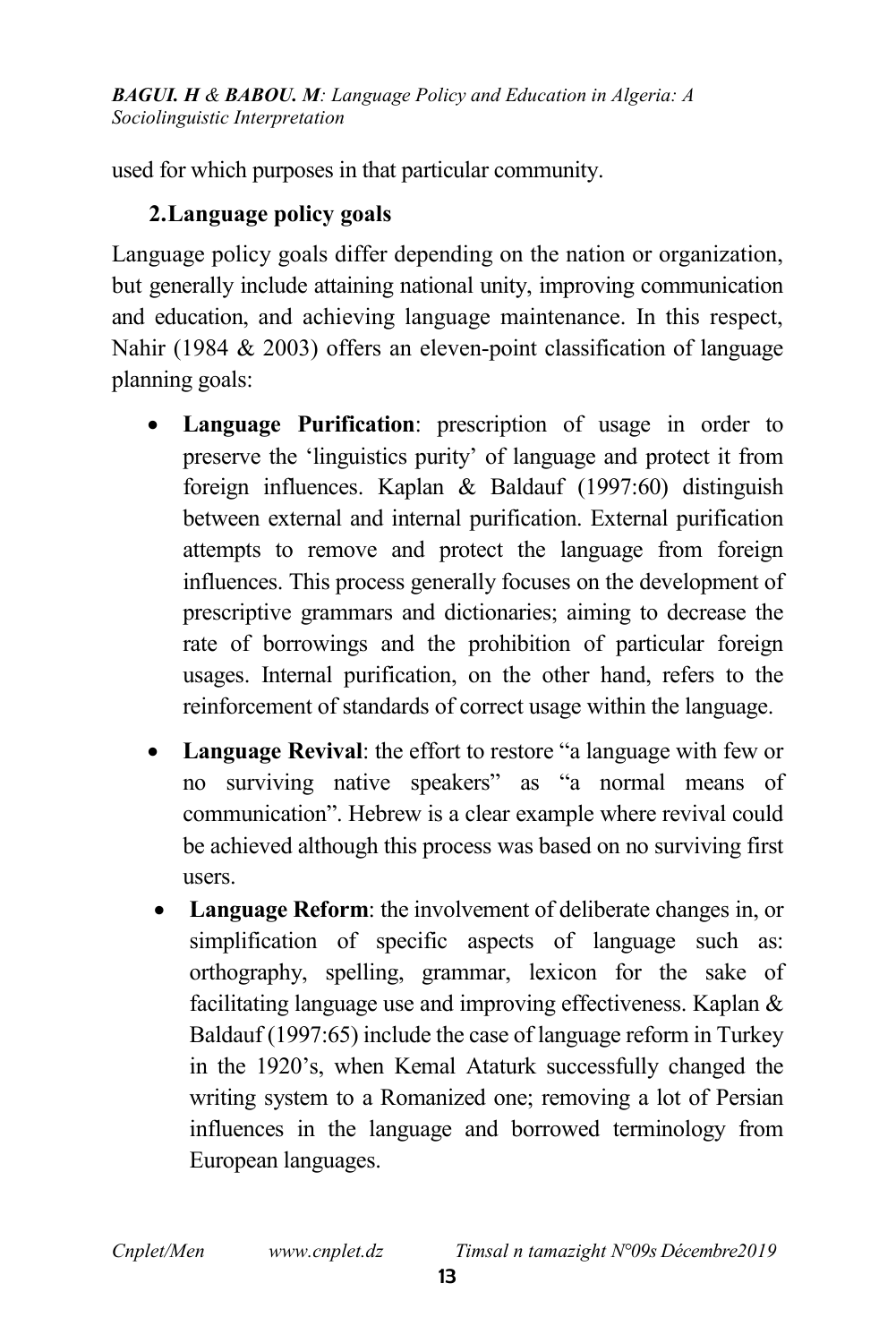used for which purposes in that particular community.

## 2. Language policy goals

Language policy goals differ depending on the nation or organization, but generally include attaining national unity, improving communication and education, and achieving language maintenance. In this respect, Nahir (1984 & 2003) offers an eleven-point classification of language planning goals:

- **Language Purification**: prescription of usage in order to preserve the 'linguistics purity' of language and protect it from foreign influences. Kaplan & Baldauf (1997:60) distinguish between external and internal purification. External purification attempts to remove and protect the language from foreign influences. This process generally focuses on the development of prescriptive grammars and dictionaries; aiming to decrease the rate of borrowings and the prohibition of particular foreign usages. Internal purification, on the other hand, refers to the reinforcement of standards of correct usage within the language.
- **Language Revival**: the effort to restore "a language with few or no surviving native speakers" as "a normal means of communication". Hebrew is a clear example where revival could be achieved although this process was based on no surviving first users.
- **Language Reform**: the involvement of deliberate changes in, or simplification of specific aspects of language such as: orthography, spelling, grammar, lexicon for the sake of facilitating language use and improving effectiveness. Kaplan & Baldauf (1997:65) include the case of language reform in Turkey in the 1920's, when Kemal Ataturk successfully changed the writing system to a Romanized one; removing a lot of Persian influences in the language and borrowed terminology from European languages.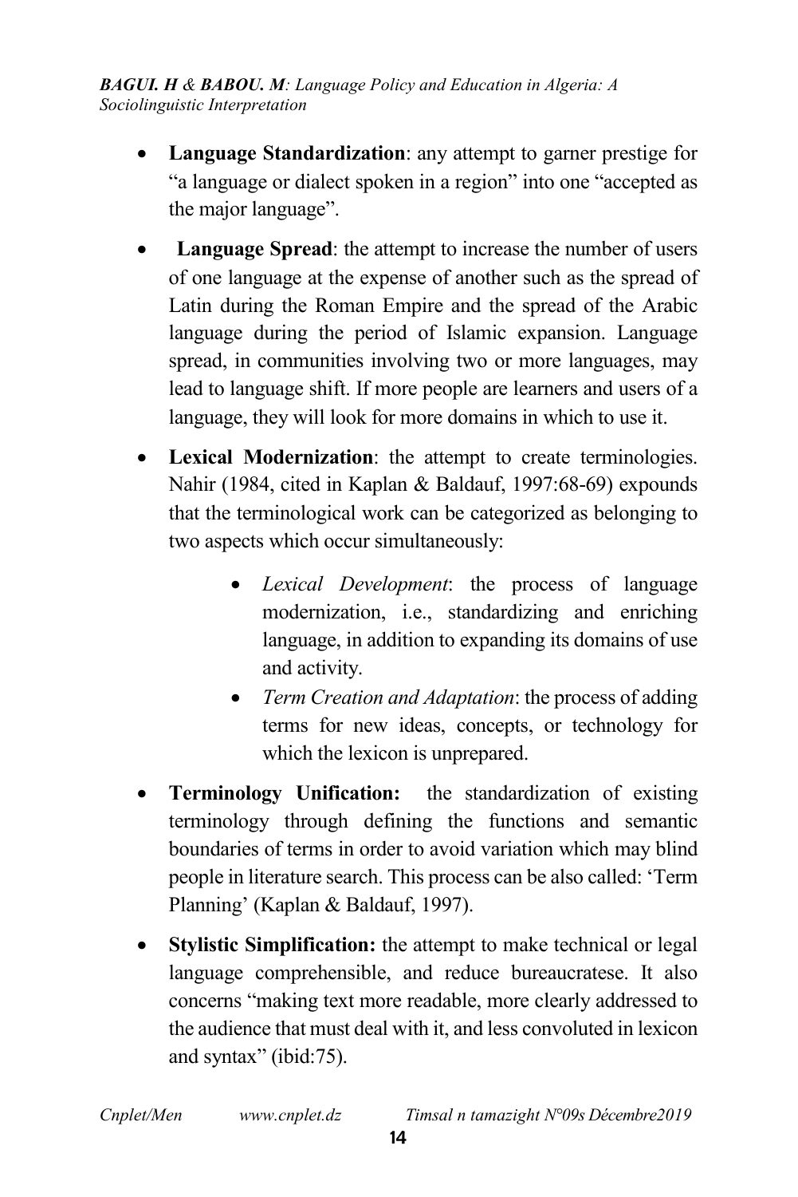- **Language Standardization**: any attempt to garner prestige for "a language or dialect spoken in a region" into one "accepted as the major language".
- **Language Spread**: the attempt to increase the number of users of one language at the expense of another such as the spread of Latin during the Roman Empire and the spread of the Arabic language during the period of Islamic expansion. Language spread, in communities involving two or more languages, may lead to language shift. If more people are learners and users of a language, they will look for more domains in which to use it.
- **Lexical Modernization**: the attempt to create terminologies. Nahir (1984, cited in Kaplan & Baldauf, 1997:68-69) expounds that the terminological work can be categorized as belonging to two aspects which occur simultaneously:
    - *Lexical Development*: the process of language modernization, i.e., standardizing and enriching language, in addition to expanding its domains of use and activity.
    - *Term Creation and Adaptation*: the process of adding terms for new ideas, concepts, or technology for which the lexicon is unprepared.
- **Terminology Unification:** the standardization of existing terminology through defining the functions and semantic boundaries of terms in order to avoid variation which may blind people in literature search. This process can be also called: 'Term Planning' (Kaplan & Baldauf, 1997).
- **Stylistic Simplification:** the attempt to make technical or legal language comprehensible, and reduce bureaucratese. It also concerns "making text more readable, more clearly addressed to the audience that must deal with it, and less convoluted in lexicon and syntax" (ibid:75).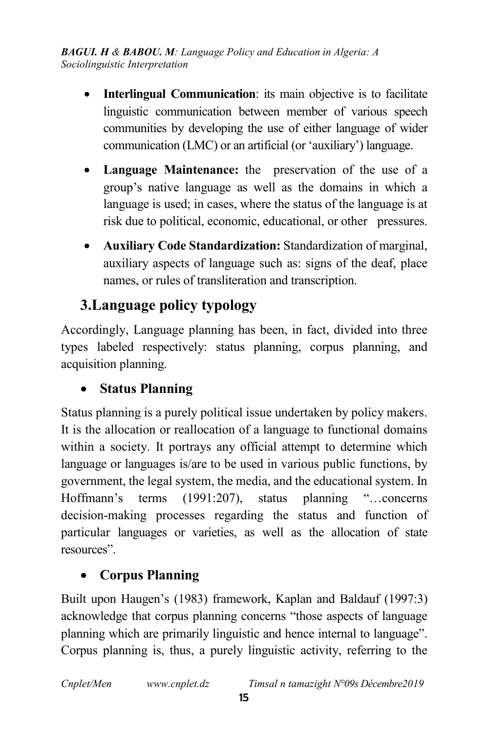- **Interlingual Communication**: its main objective is to facilitate linguistic communication between member of various speech communities by developing the use of either language of wider communication (LMC) or an artificial (or 'auxiliary') language.
- **Language Maintenance:** the preservation of the use of a group's native language as well as the domains in which a language is used; in cases, where the status of the language is at risk due to political, economic, educational, or other pressures.
- **Auxiliary Code Standardization:** Standardization of marginal, auxiliary aspects of language such as: signs of the deaf, place names, or rules of transliteration and transcription.

## 3.Language policy typology

Accordingly, Language planning has been, in fact, divided into three types labeled respectively: status planning, corpus planning, and acquisition planning.

- **Status Planning**

Status planning is a purely political issue undertaken by policy makers. It is the allocation or reallocation of a language to functional domains within a society. It portrays any official attempt to determine which language or languages is/are to be used in various public functions, by government, the legal system, the media, and the educational system. In Hoffmann's terms (1991:207), status planning "…concerns decision-making processes regarding the status and function of particular languages or varieties, as well as the allocation of state resources".

- **Corpus Planning**

Built upon Haugen's (1983) framework, Kaplan and Baldauf (1997:3) acknowledge that corpus planning concerns "those aspects of language planning which are primarily linguistic and hence internal to language". Corpus planning is, thus, a purely linguistic activity, referring to the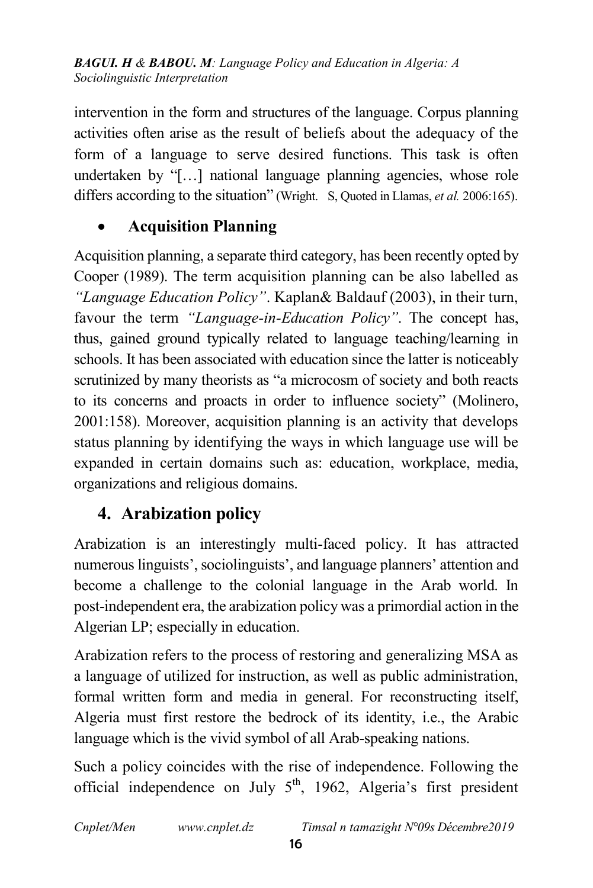intervention in the form and structures of the language. Corpus planning activities often arise as the result of beliefs about the adequacy of the form of a language to serve desired functions. This task is often undertaken by "[…] national language planning agencies, whose role differs according to the situation" (Wright. S, Quoted in Llamas, *et al.* 2006:165).

- **Acquisition Planning**

Acquisition planning, a separate third category, has been recently opted by Cooper (1989). The term acquisition planning can be also labelled as *"Language Education Policy"*. Kaplan& Baldauf (2003), in their turn, favour the term *"Language-in-Education Policy"*. The concept has, thus, gained ground typically related to language teaching/learning in schools. It has been associated with education since the latter is noticeably scrutinized by many theorists as "a microcosm of society and both reacts to its concerns and proacts in order to influence society" (Molinero, 2001:158). Moreover, acquisition planning is an activity that develops status planning by identifying the ways in which language use will be expanded in certain domains such as: education, workplace, media, organizations and religious domains.

## 4. Arabization policy

Arabization is an interestingly multi-faced policy. It has attracted numerous linguists', sociolinguists', and language planners' attention and become a challenge to the colonial language in the Arab world. In post-independent era, the arabization policy was a primordial action in the Algerian LP; especially in education.

Arabization refers to the process of restoring and generalizing MSA as a language of utilized for instruction, as well as public administration, formal written form and media in general. For reconstructing itself, Algeria must first restore the bedrock of its identity, i.e., the Arabic language which is the vivid symbol of all Arab-speaking nations.

Such a policy coincides with the rise of independence. Following the official independence on July 5th, 1962, Algeria's first president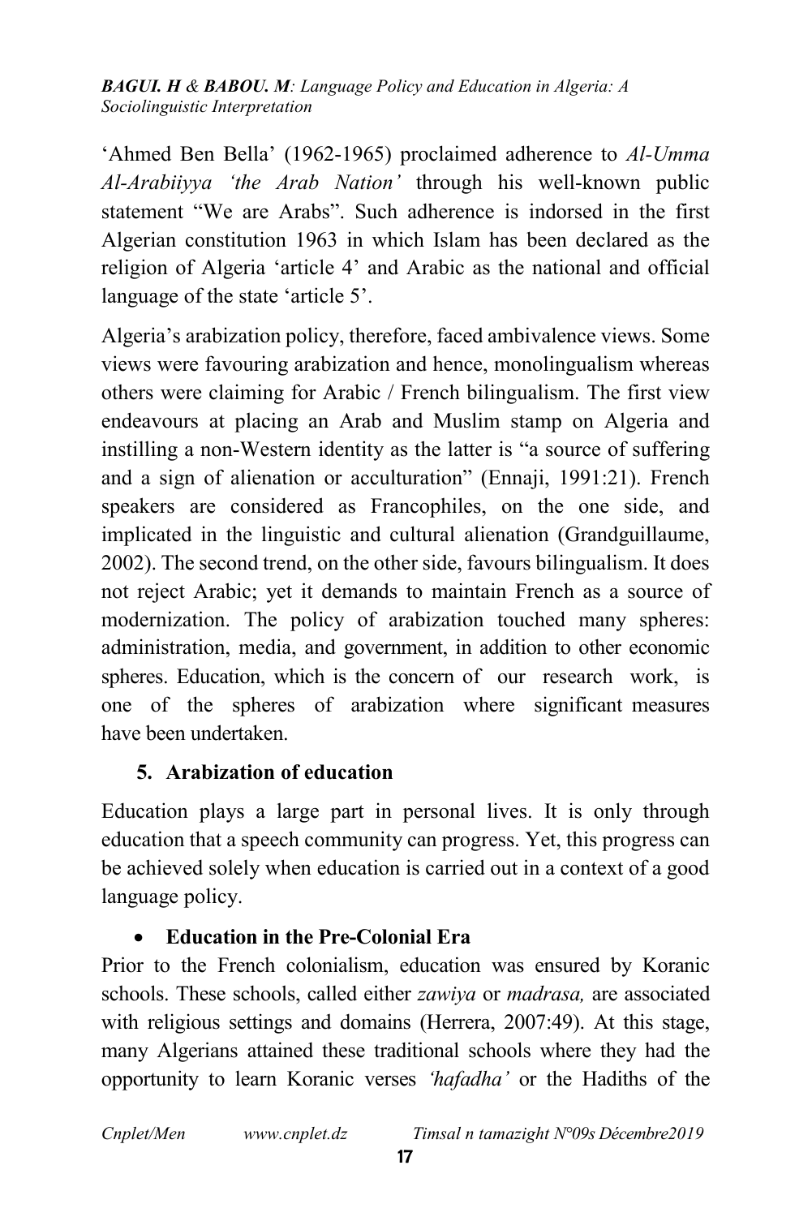'Ahmed Ben Bella' (1962-1965) proclaimed adherence to *Al-Umma Al-Arabiiyya 'the Arab Nation'* through his well-known public statement "We are Arabs". Such adherence is indorsed in the first Algerian constitution 1963 in which Islam has been declared as the religion of Algeria 'article 4' and Arabic as the national and official language of the state 'article 5'.

Algeria's arabization policy, therefore, faced ambivalence views. Some views were favouring arabization and hence, monolingualism whereas others were claiming for Arabic / French bilingualism. The first view endeavours at placing an Arab and Muslim stamp on Algeria and instilling a non-Western identity as the latter is "a source of suffering and a sign of alienation or acculturation" (Ennaji, 1991:21). French speakers are considered as Francophiles, on the one side, and implicated in the linguistic and cultural alienation (Grandguillaume, 2002). The second trend, on the other side, favours bilingualism. It does not reject Arabic; yet it demands to maintain French as a source of modernization. The policy of arabization touched many spheres: administration, media, and government, in addition to other economic spheres. Education, which is the concern of our research work, is one of the spheres of arabization where significant measures have been undertaken.

## 5. Arabization of education

Education plays a large part in personal lives. It is only through education that a speech community can progress. Yet, this progress can be achieved solely when education is carried out in a context of a good language policy.

- **Education in the Pre-Colonial Era**

Prior to the French colonialism, education was ensured by Koranic schools. These schools, called either *zawiya* or *madrasa,* are associated with religious settings and domains (Herrera, 2007:49). At this stage, many Algerians attained these traditional schools where they had the opportunity to learn Koranic verses *'hafadha'* or the Hadiths of the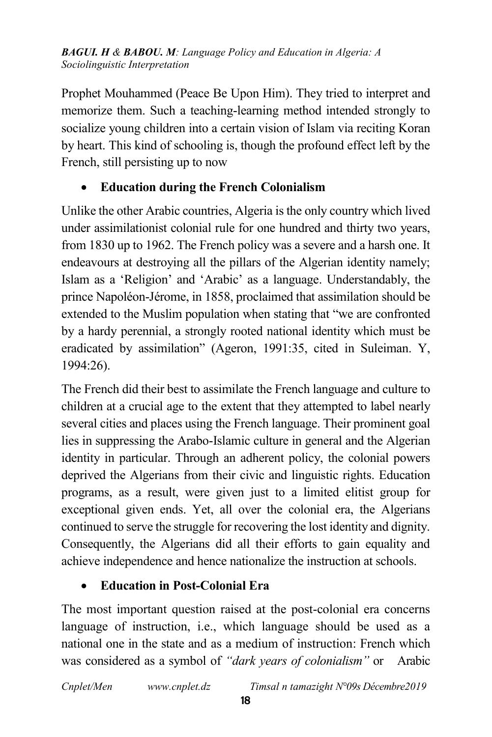Prophet Mouhammed (Peace Be Upon Him). They tried to interpret and memorize them. Such a teaching-learning method intended strongly to socialize young children into a certain vision of Islam via reciting Koran by heart. This kind of schooling is, though the profound effect left by the French, still persisting up to now

- **Education during the French Colonialism**

Unlike the other Arabic countries, Algeria is the only country which lived under assimilationist colonial rule for one hundred and thirty two years, from 1830 up to 1962. The French policy was a severe and a harsh one. It endeavours at destroying all the pillars of the Algerian identity namely; Islam as a 'Religion' and 'Arabic' as a language. Understandably, the prince Napoléon-Jérome, in 1858, proclaimed that assimilation should be extended to the Muslim population when stating that "we are confronted by a hardy perennial, a strongly rooted national identity which must be eradicated by assimilation" (Ageron, 1991:35, cited in Suleiman. Y, 1994:26).

The French did their best to assimilate the French language and culture to children at a crucial age to the extent that they attempted to label nearly several cities and places using the French language. Their prominent goal lies in suppressing the Arabo-Islamic culture in general and the Algerian identity in particular. Through an adherent policy, the colonial powers deprived the Algerians from their civic and linguistic rights. Education programs, as a result, were given just to a limited elitist group for exceptional given ends. Yet, all over the colonial era, the Algerians continued to serve the struggle for recovering the lost identity and dignity. Consequently, the Algerians did all their efforts to gain equality and achieve independence and hence nationalize the instruction at schools.

- **Education in Post-Colonial Era**

The most important question raised at the post-colonial era concerns language of instruction, i.e., which language should be used as a national one in the state and as a medium of instruction: French which was considered as a symbol of *"dark years of colonialism"* or Arabic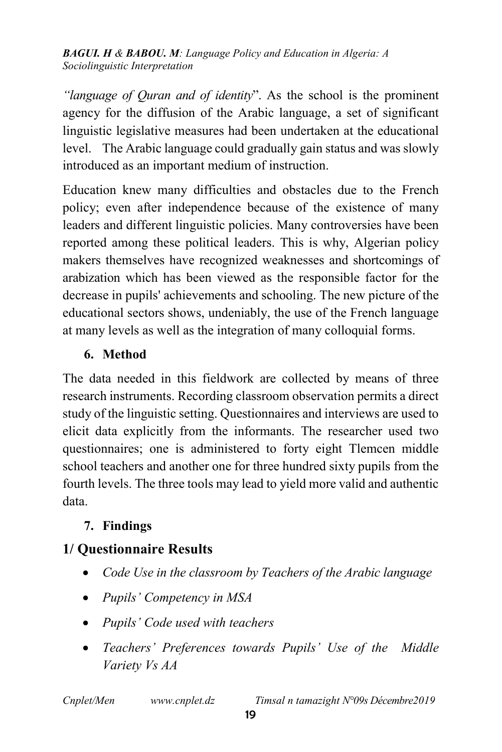*"language of Quran and of identity*". As the school is the prominent agency for the diffusion of the Arabic language, a set of significant linguistic legislative measures had been undertaken at the educational level. The Arabic language could gradually gain status and was slowly introduced as an important medium of instruction.

Education knew many difficulties and obstacles due to the French policy; even after independence because of the existence of many leaders and different linguistic policies. Many controversies have been reported among these political leaders. This is why, Algerian policy makers themselves have recognized weaknesses and shortcomings of arabization which has been viewed as the responsible factor for the decrease in pupils' achievements and schooling. The new picture of the educational sectors shows, undeniably, the use of the French language at many levels as well as the integration of many colloquial forms.

## 6. Method

The data needed in this fieldwork are collected by means of three research instruments. Recording classroom observation permits a direct study of the linguistic setting. Questionnaires and interviews are used to elicit data explicitly from the informants. The researcher used two questionnaires; one is administered to forty eight Tlemcen middle school teachers and another one for three hundred sixty pupils from the fourth levels. The three tools may lead to yield more valid and authentic data.

## 7. Findings

### 1/ Questionnaire Results

- *Code Use in the classroom by Teachers of the Arabic language*
- *Pupils' Competency in MSA*
- *Pupils' Code used with teachers*
- *Teachers' Preferences towards Pupils' Use of the Middle Variety Vs AA*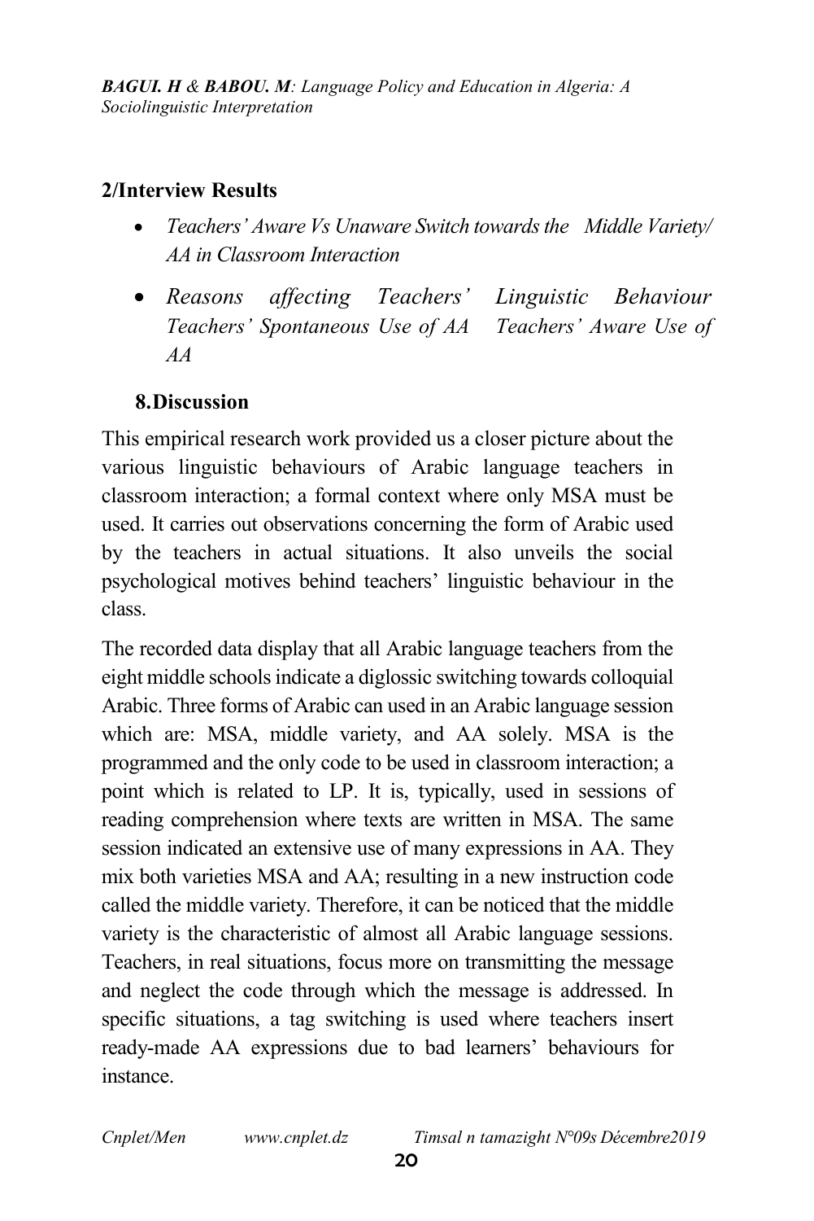**2/Interview Results**

- *Teachers' Aware Vs Unaware Switch towards the Middle Variety/ AA in Classroom Interaction*
- *Reasons affecting Teachers' Linguistic Behaviour Teachers' Spontaneous Use of AA Teachers' Aware Use of AA*

## 8. Discussion

This empirical research work provided us a closer picture about the various linguistic behaviours of Arabic language teachers in classroom interaction; a formal context where only MSA must be used. It carries out observations concerning the form of Arabic used by the teachers in actual situations. It also unveils the social psychological motives behind teachers' linguistic behaviour in the class.

The recorded data display that all Arabic language teachers from the eight middle schools indicate a diglossic switching towards colloquial Arabic. Three forms of Arabic can used in an Arabic language session which are: MSA, middle variety, and AA solely. MSA is the programmed and the only code to be used in classroom interaction; a point which is related to LP. It is, typically, used in sessions of reading comprehension where texts are written in MSA. The same session indicated an extensive use of many expressions in AA. They mix both varieties MSA and AA; resulting in a new instruction code called the middle variety. Therefore, it can be noticed that the middle variety is the characteristic of almost all Arabic language sessions. Teachers, in real situations, focus more on transmitting the message and neglect the code through which the message is addressed. In specific situations, a tag switching is used where teachers insert ready-made AA expressions due to bad learners' behaviours for instance.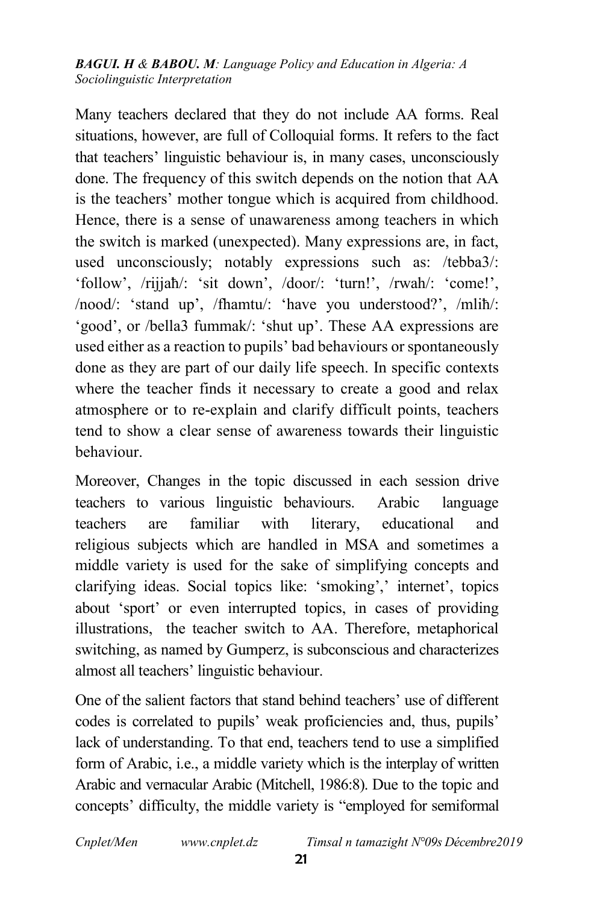Many teachers declared that they do not include AA forms. Real situations, however, are full of Colloquial forms. It refers to the fact that teachers' linguistic behaviour is, in many cases, unconsciously done. The frequency of this switch depends on the notion that AA is the teachers' mother tongue which is acquired from childhood. Hence, there is a sense of unawareness among teachers in which the switch is marked (unexpected). Many expressions are, in fact, used unconsciously; notably expressions such as: /tebba3/: 'follow', /rijjaħ/: 'sit down', /door/: 'turn!', /rwah/: 'come!', /nood/: 'stand up', /fhamtu/: 'have you understood?', /mliħ/: 'good', or /bella3 fummak/: 'shut up'. These AA expressions are used either as a reaction to pupils' bad behaviours or spontaneously done as they are part of our daily life speech. In specific contexts where the teacher finds it necessary to create a good and relax atmosphere or to re-explain and clarify difficult points, teachers tend to show a clear sense of awareness towards their linguistic behaviour.

Moreover, Changes in the topic discussed in each session drive teachers to various linguistic behaviours. Arabic language teachers are familiar with literary, educational and religious subjects which are handled in MSA and sometimes a middle variety is used for the sake of simplifying concepts and clarifying ideas. Social topics like: 'smoking',' internet', topics about 'sport' or even interrupted topics, in cases of providing illustrations, the teacher switch to AA. Therefore, metaphorical switching, as named by Gumperz, is subconscious and characterizes almost all teachers' linguistic behaviour.

One of the salient factors that stand behind teachers' use of different codes is correlated to pupils' weak proficiencies and, thus, pupils' lack of understanding. To that end, teachers tend to use a simplified form of Arabic, i.e., a middle variety which is the interplay of written Arabic and vernacular Arabic (Mitchell, 1986:8). Due to the topic and concepts' difficulty, the middle variety is "employed for semiformal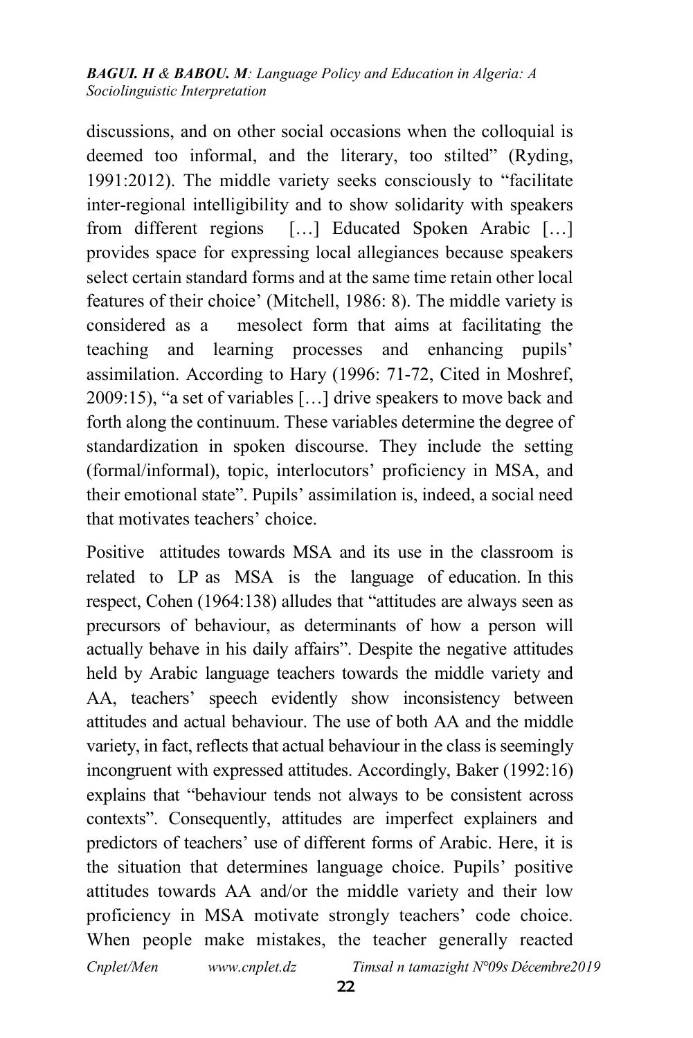discussions, and on other social occasions when the colloquial is deemed too informal, and the literary, too stilted" (Ryding, 1991:2012). The middle variety seeks consciously to "facilitate inter-regional intelligibility and to show solidarity with speakers from different regions […] Educated Spoken Arabic […] provides space for expressing local allegiances because speakers select certain standard forms and at the same time retain other local features of their choice' (Mitchell, 1986: 8). The middle variety is considered as a mesolect form that aims at facilitating the teaching and learning processes and enhancing pupils' assimilation. According to Hary (1996: 71-72, Cited in Moshref, 2009:15), "a set of variables […] drive speakers to move back and forth along the continuum. These variables determine the degree of standardization in spoken discourse. They include the setting (formal/informal), topic, interlocutors' proficiency in MSA, and their emotional state". Pupils' assimilation is, indeed, a social need that motivates teachers' choice.

Positive attitudes towards MSA and its use in the classroom is related to LP as MSA is the language of education. In this respect, Cohen (1964:138) alludes that "attitudes are always seen as precursors of behaviour, as determinants of how a person will actually behave in his daily affairs". Despite the negative attitudes held by Arabic language teachers towards the middle variety and AA, teachers' speech evidently show inconsistency between attitudes and actual behaviour. The use of both AA and the middle variety, in fact, reflects that actual behaviour in the class is seemingly incongruent with expressed attitudes. Accordingly, Baker (1992:16) explains that "behaviour tends not always to be consistent across contexts". Consequently, attitudes are imperfect explainers and predictors of teachers' use of different forms of Arabic. Here, it is the situation that determines language choice. Pupils' positive attitudes towards AA and/or the middle variety and their low proficiency in MSA motivate strongly teachers' code choice. When people make mistakes, the teacher generally reacted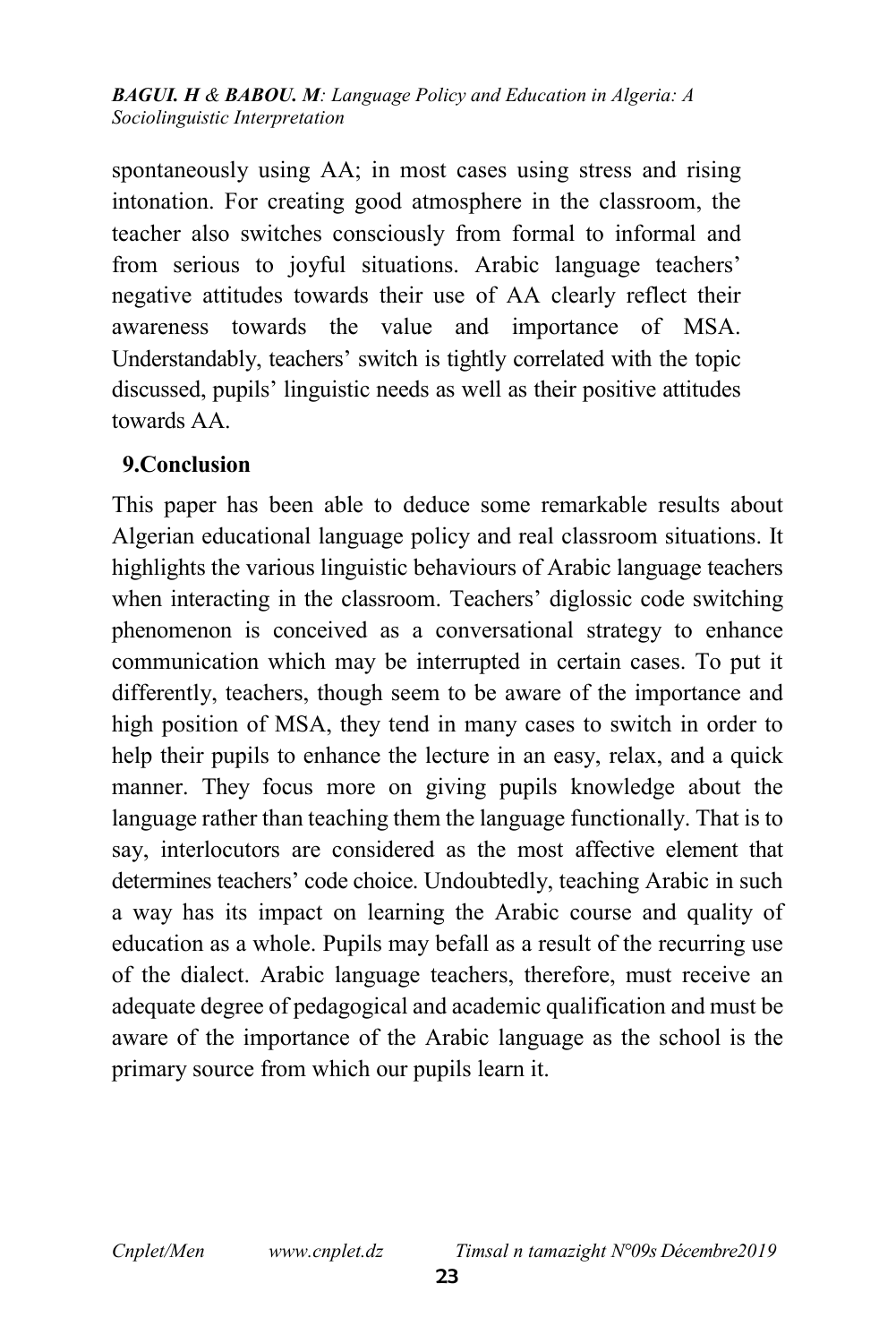spontaneously using AA; in most cases using stress and rising intonation. For creating good atmosphere in the classroom, the teacher also switches consciously from formal to informal and from serious to joyful situations. Arabic language teachers' negative attitudes towards their use of AA clearly reflect their awareness towards the value and importance of MSA. Understandably, teachers' switch is tightly correlated with the topic discussed, pupils' linguistic needs as well as their positive attitudes towards AA.

## 9.Conclusion

This paper has been able to deduce some remarkable results about Algerian educational language policy and real classroom situations. It highlights the various linguistic behaviours of Arabic language teachers when interacting in the classroom. Teachers' diglossic code switching phenomenon is conceived as a conversational strategy to enhance communication which may be interrupted in certain cases. To put it differently, teachers, though seem to be aware of the importance and high position of MSA, they tend in many cases to switch in order to help their pupils to enhance the lecture in an easy, relax, and a quick manner. They focus more on giving pupils knowledge about the language rather than teaching them the language functionally. That is to say, interlocutors are considered as the most affective element that determines teachers' code choice. Undoubtedly, teaching Arabic in such a way has its impact on learning the Arabic course and quality of education as a whole. Pupils may befall as a result of the recurring use of the dialect. Arabic language teachers, therefore, must receive an adequate degree of pedagogical and academic qualification and must be aware of the importance of the Arabic language as the school is the primary source from which our pupils learn it.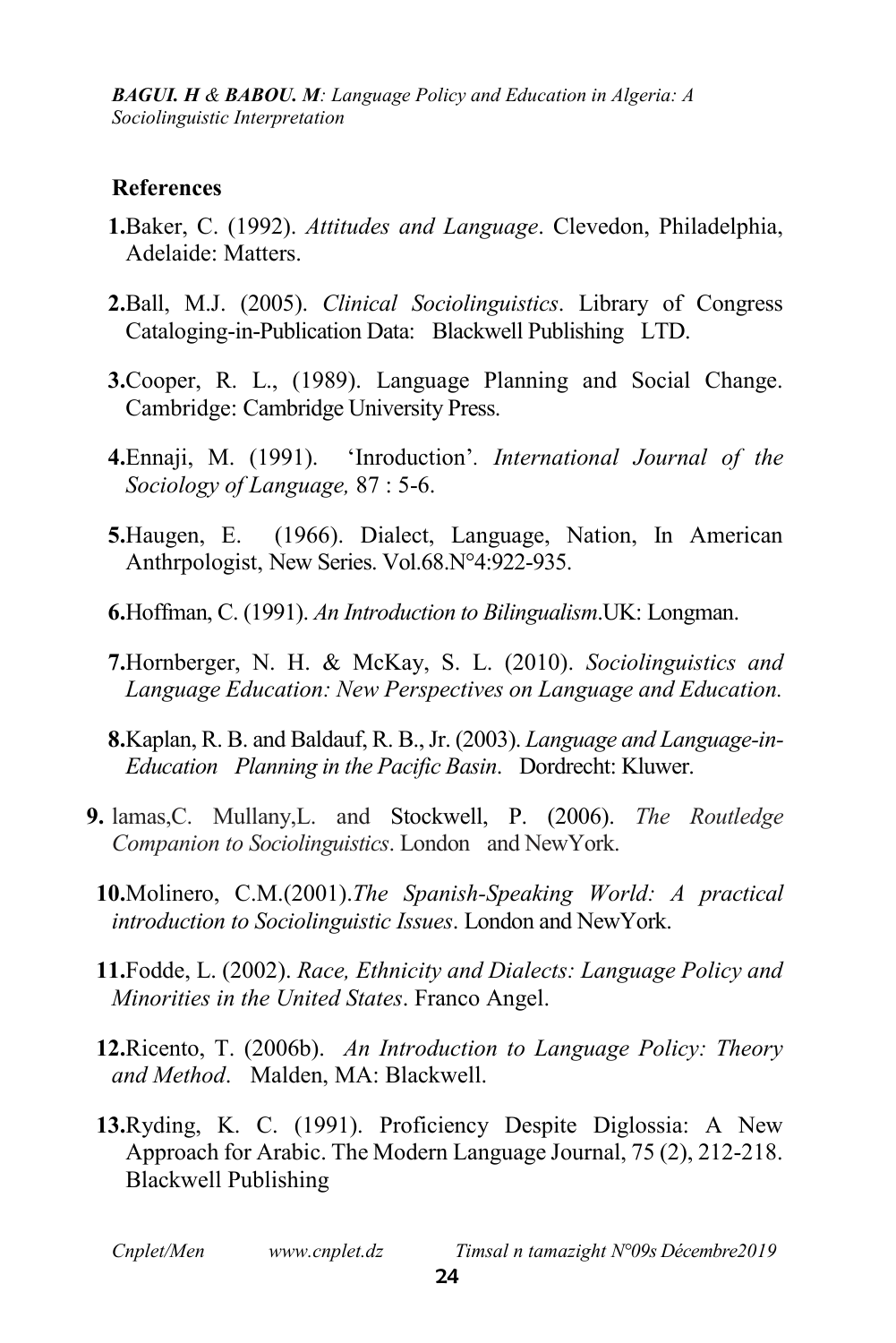## References

1. Baker, C. (1992). *Attitudes and Language*. Clevedon, Philadelphia, Adelaide: Matters.

2. Ball, M.J. (2005). *Clinical Sociolinguistics*. Library of Congress Cataloging-in-Publication Data: Blackwell Publishing LTD.

3. Cooper, R. L., (1989). Language Planning and Social Change. Cambridge: Cambridge University Press.

4. Ennaji, M. (1991). 'Inroduction'. *International Journal of the Sociology of Language,* 87 : 5-6.

5. Haugen, E. (1966). Dialect, Language, Nation, In American Anthrpologist, New Series. Vol.68.N°4:922-935.

6. Hoffman, C. (1991). *An Introduction to Bilingualism*.UK: Longman.

7. Hornberger, N. H. & McKay, S. L. (2010). *Sociolinguistics and Language Education: New Perspectives on Language and Education.*

8. Kaplan, R. B. and Baldauf, R. B., Jr. (2003). *Language and Language-in-Education Planning in the Pacific Basin*. Dordrecht: Kluwer.

9. lamas,C. Mullany,L. and Stockwell, P. (2006). *The Routledge Companion to Sociolinguistics*. London and NewYork.

10. Molinero, C.M.(2001).*The Spanish-Speaking World: A practical introduction to Sociolinguistic Issues*. London and NewYork.

11. Fodde, L. (2002). *Race, Ethnicity and Dialects: Language Policy and Minorities in the United States*. Franco Angel.

12. Ricento, T. (2006b). *An Introduction to Language Policy: Theory and Method*. Malden, MA: Blackwell.

13. Ryding, K. C. (1991). Proficiency Despite Diglossia: A New Approach for Arabic. The Modern Language Journal, 75 (2), 212-218. Blackwell Publishing